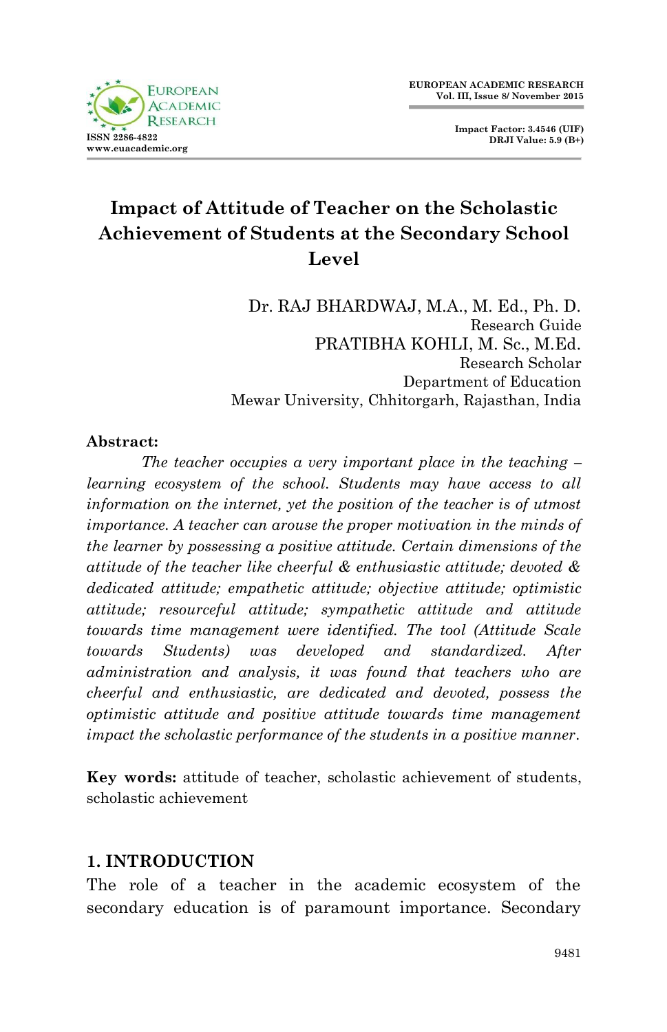# Impact of Attitude of Teacher on the Scholastic Achievement of Students at the Secondary School Level

Dr. RAJ BHARDWAJ, M.A., M. Ed., Ph. D.
Research Guide
PRATIBHA KOHLI, M. Sc., M.Ed.
Research Scholar
Department of Education
Mewar University, Chhitorgarh, Rajasthan, India

**Abstract:**

*The teacher occupies a very important place in the teaching – learning ecosystem of the school. Students may have access to all information on the internet, yet the position of the teacher is of utmost importance. A teacher can arouse the proper motivation in the minds of the learner by possessing a positive attitude. Certain dimensions of the attitude of the teacher like cheerful & enthusiastic attitude; devoted & dedicated attitude; empathetic attitude; objective attitude; optimistic attitude; resourceful attitude; sympathetic attitude and attitude towards time management were identified. The tool (Attitude Scale towards Students) was developed and standardized. After administration and analysis, it was found that teachers who are cheerful and enthusiastic, are dedicated and devoted, possess the optimistic attitude and positive attitude towards time management impact the scholastic performance of the students in a positive manner.*

**Key words:** attitude of teacher, scholastic achievement of students, scholastic achievement

## 1. INTRODUCTION

The role of a teacher in the academic ecosystem of the secondary education is of paramount importance. Secondary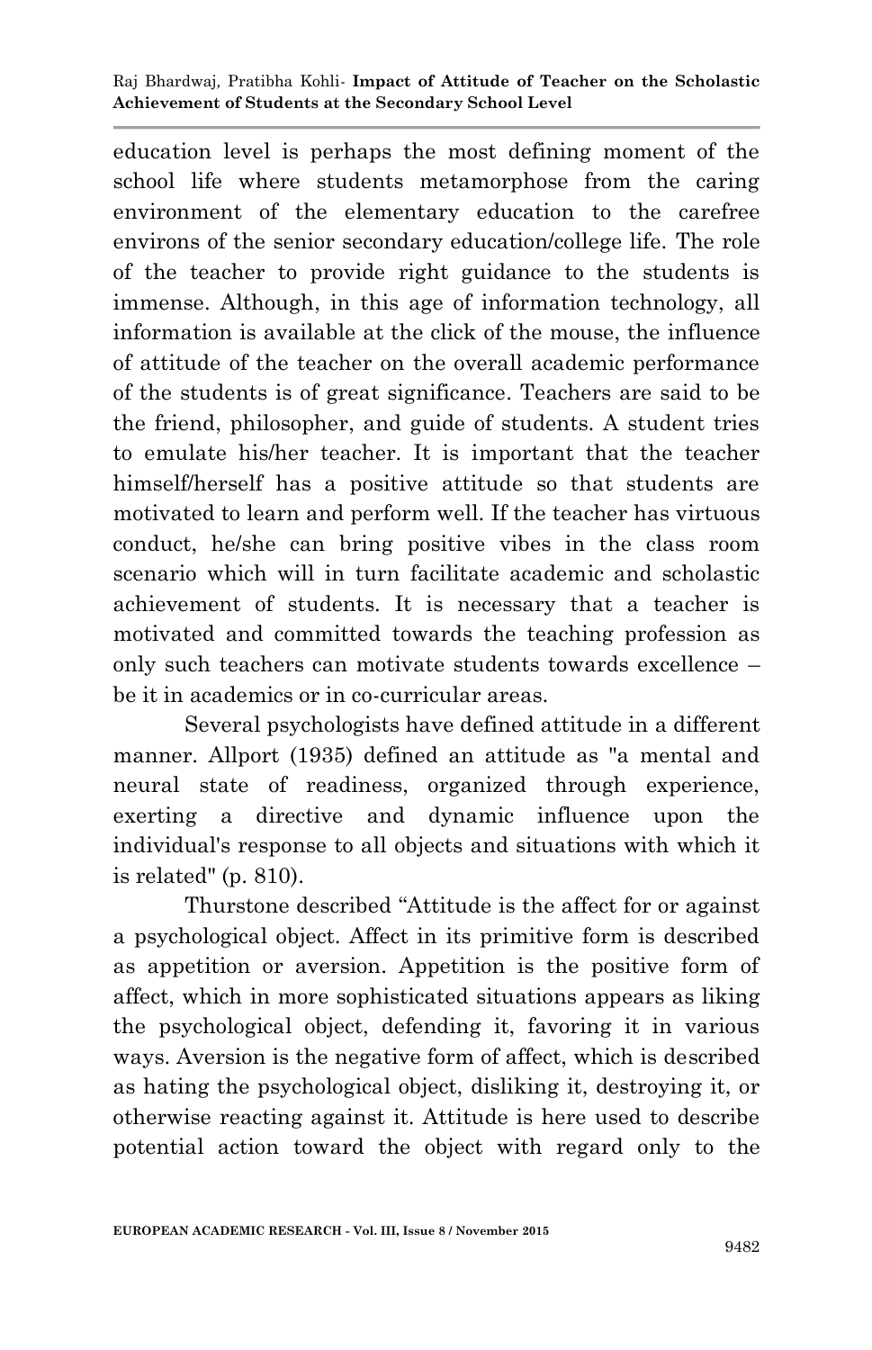education level is perhaps the most defining moment of the school life where students metamorphose from the caring environment of the elementary education to the carefree environs of the senior secondary education/college life. The role of the teacher to provide right guidance to the students is immense. Although, in this age of information technology, all information is available at the click of the mouse, the influence of attitude of the teacher on the overall academic performance of the students is of great significance. Teachers are said to be the friend, philosopher, and guide of students. A student tries to emulate his/her teacher. It is important that the teacher himself/herself has a positive attitude so that students are motivated to learn and perform well. If the teacher has virtuous conduct, he/she can bring positive vibes in the class room scenario which will in turn facilitate academic and scholastic achievement of students. It is necessary that a teacher is motivated and committed towards the teaching profession as only such teachers can motivate students towards excellence – be it in academics or in co-curricular areas.

Several psychologists have defined attitude in a different manner. Allport (1935) defined an attitude as "a mental and neural state of readiness, organized through experience, exerting a directive and dynamic influence upon the individual's response to all objects and situations with which it is related" (p. 810).

Thurstone described "Attitude is the affect for or against a psychological object. Affect in its primitive form is described as appetition or aversion. Appetition is the positive form of affect, which in more sophisticated situations appears as liking the psychological object, defending it, favoring it in various ways. Aversion is the negative form of affect, which is described as hating the psychological object, disliking it, destroying it, or otherwise reacting against it. Attitude is here used to describe potential action toward the object with regard only to the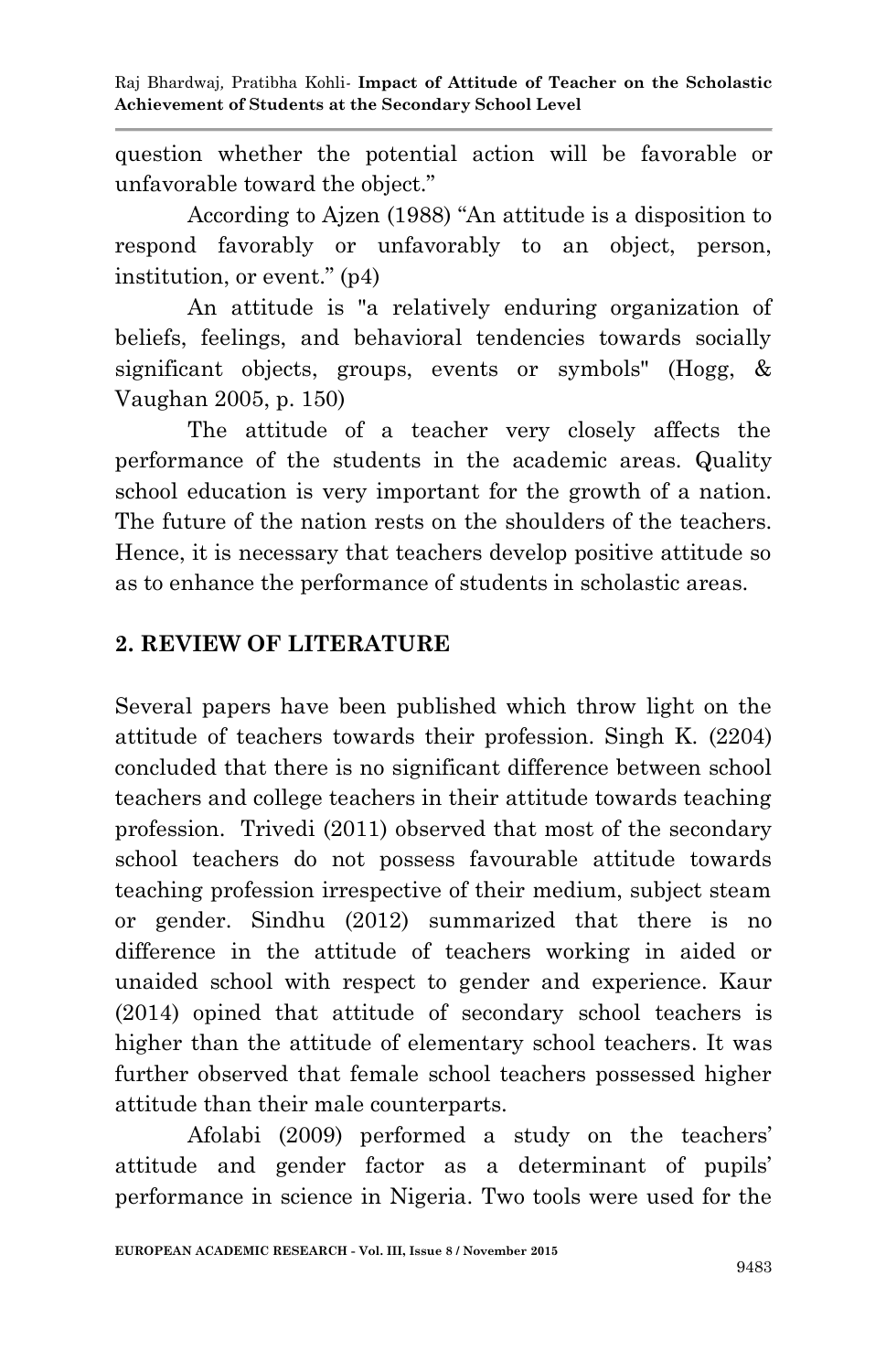question whether the potential action will be favorable or unfavorable toward the object."

According to Ajzen (1988) "An attitude is a disposition to respond favorably or unfavorably to an object, person, institution, or event." (p4)

An attitude is "a relatively enduring organization of beliefs, feelings, and behavioral tendencies towards socially significant objects, groups, events or symbols" (Hogg, & Vaughan 2005, p. 150)

The attitude of a teacher very closely affects the performance of the students in the academic areas. Quality school education is very important for the growth of a nation. The future of the nation rests on the shoulders of the teachers. Hence, it is necessary that teachers develop positive attitude so as to enhance the performance of students in scholastic areas.

## 2. REVIEW OF LITERATURE

Several papers have been published which throw light on the attitude of teachers towards their profession. Singh K. (2204) concluded that there is no significant difference between school teachers and college teachers in their attitude towards teaching profession. Trivedi (2011) observed that most of the secondary school teachers do not possess favourable attitude towards teaching profession irrespective of their medium, subject steam or gender. Sindhu (2012) summarized that there is no difference in the attitude of teachers working in aided or unaided school with respect to gender and experience. Kaur (2014) opined that attitude of secondary school teachers is higher than the attitude of elementary school teachers. It was further observed that female school teachers possessed higher attitude than their male counterparts.

Afolabi (2009) performed a study on the teachers' attitude and gender factor as a determinant of pupils' performance in science in Nigeria. Two tools were used for the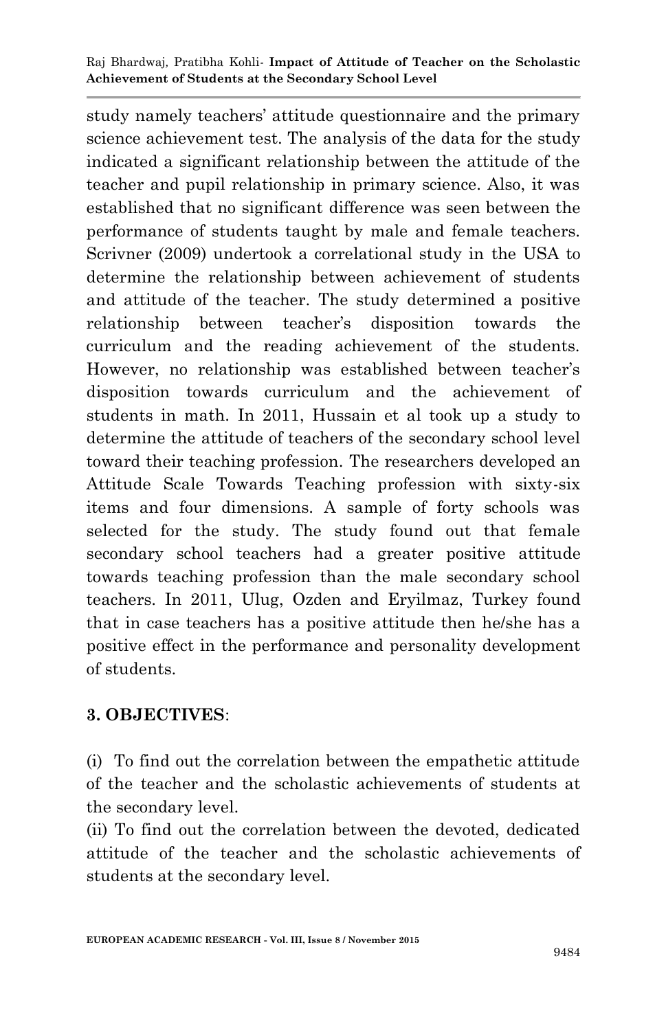study namely teachers' attitude questionnaire and the primary science achievement test. The analysis of the data for the study indicated a significant relationship between the attitude of the teacher and pupil relationship in primary science. Also, it was established that no significant difference was seen between the performance of students taught by male and female teachers. Scrivner (2009) undertook a correlational study in the USA to determine the relationship between achievement of students and attitude of the teacher. The study determined a positive relationship between teacher's disposition towards the curriculum and the reading achievement of the students. However, no relationship was established between teacher's disposition towards curriculum and the achievement of students in math. In 2011, Hussain et al took up a study to determine the attitude of teachers of the secondary school level toward their teaching profession. The researchers developed an Attitude Scale Towards Teaching profession with sixty-six items and four dimensions. A sample of forty schools was selected for the study. The study found out that female secondary school teachers had a greater positive attitude towards teaching profession than the male secondary school teachers. In 2011, Ulug, Ozden and Eryilmaz, Turkey found that in case teachers has a positive attitude then he/she has a positive effect in the performance and personality development of students.

## 3. OBJECTIVES:

(i) To find out the correlation between the empathetic attitude of the teacher and the scholastic achievements of students at the secondary level.

(ii) To find out the correlation between the devoted, dedicated attitude of the teacher and the scholastic achievements of students at the secondary level.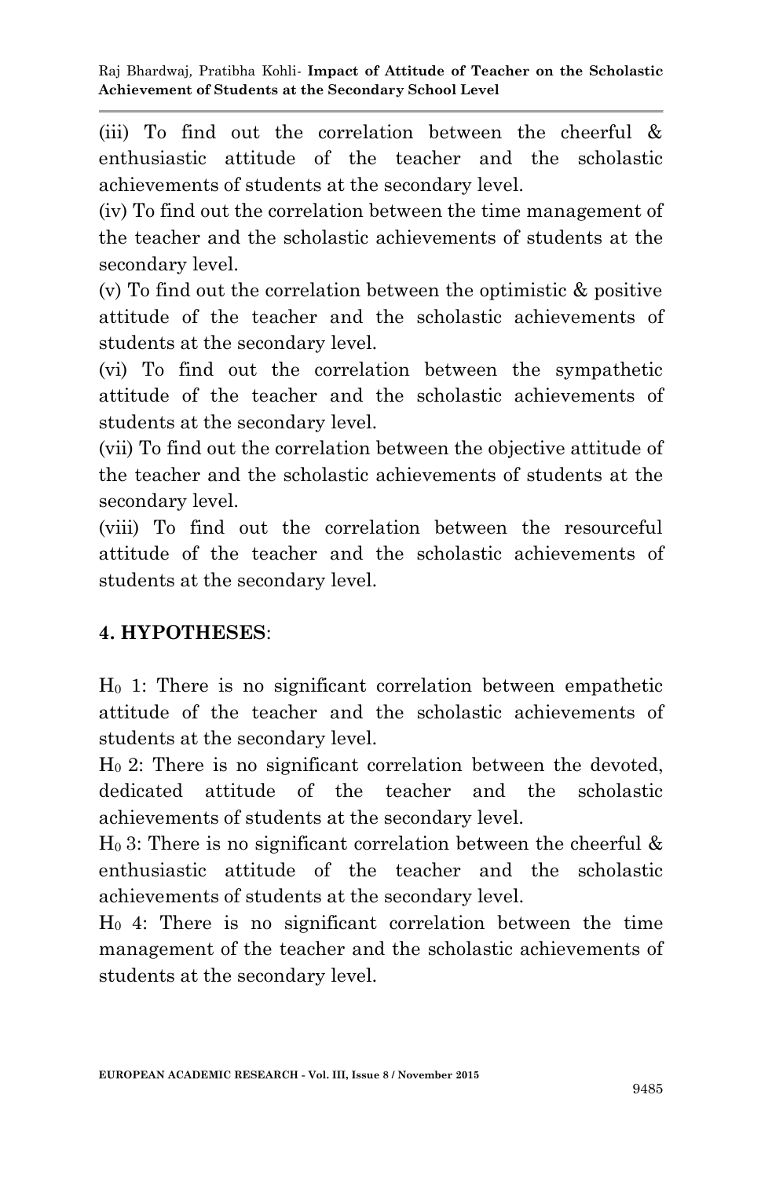(iii) To find out the correlation between the cheerful & enthusiastic attitude of the teacher and the scholastic achievements of students at the secondary level.

(iv) To find out the correlation between the time management of the teacher and the scholastic achievements of students at the secondary level.

(v) To find out the correlation between the optimistic & positive attitude of the teacher and the scholastic achievements of students at the secondary level.

(vi) To find out the correlation between the sympathetic attitude of the teacher and the scholastic achievements of students at the secondary level.

(vii) To find out the correlation between the objective attitude of the teacher and the scholastic achievements of students at the secondary level.

(viii) To find out the correlation between the resourceful attitude of the teacher and the scholastic achievements of students at the secondary level.

## 4. HYPOTHESES:

$H_0$ 1: There is no significant correlation between empathetic attitude of the teacher and the scholastic achievements of students at the secondary level.

$H_0$ 2: There is no significant correlation between the devoted, dedicated attitude of the teacher and the scholastic achievements of students at the secondary level.

$H_0$ 3: There is no significant correlation between the cheerful & enthusiastic attitude of the teacher and the scholastic achievements of students at the secondary level.

$H_0$ 4: There is no significant correlation between the time management of the teacher and the scholastic achievements of students at the secondary level.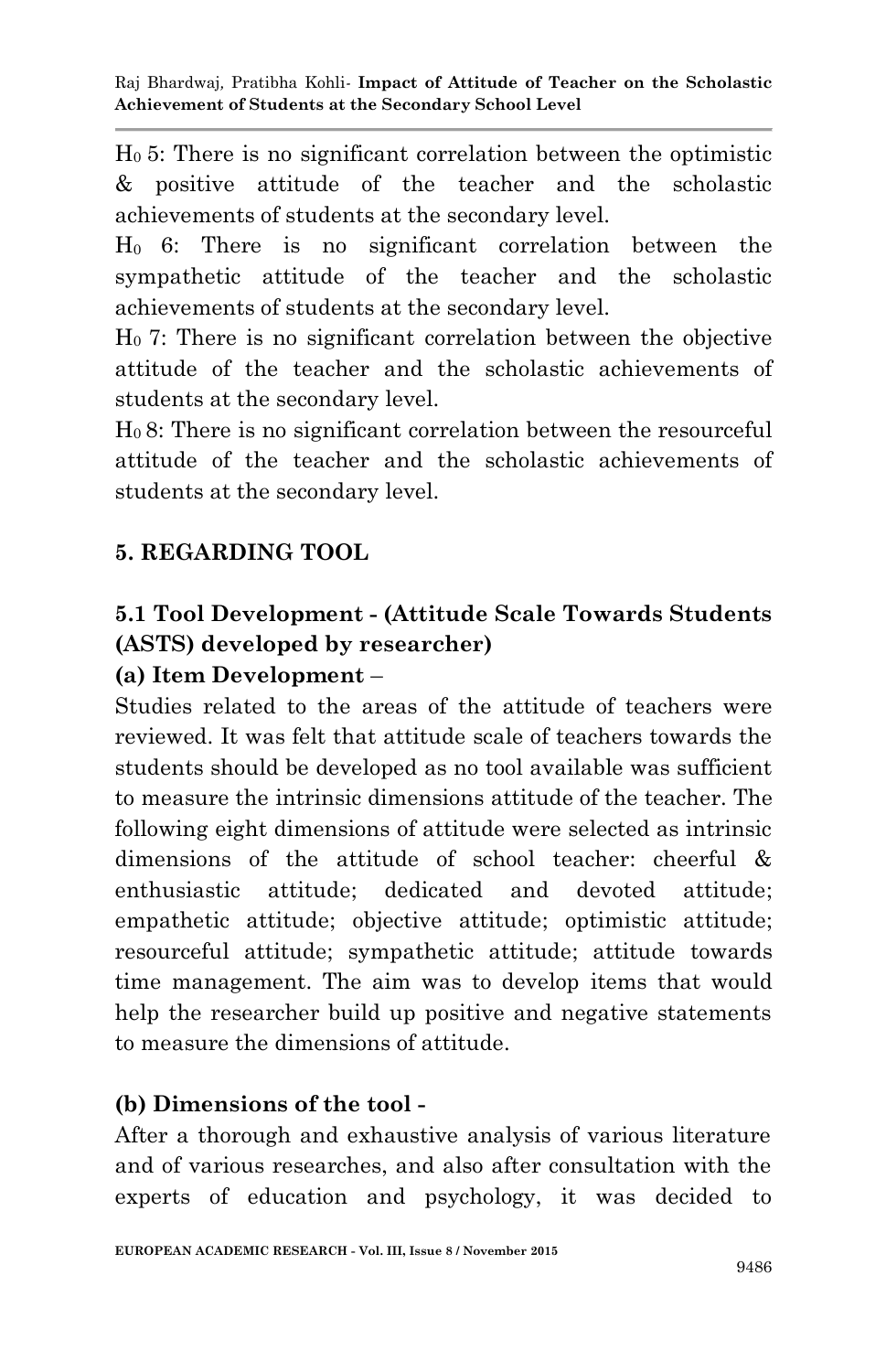$H_0$ 5: There is no significant correlation between the optimistic & positive attitude of the teacher and the scholastic achievements of students at the secondary level.

$H_0$ 6: There is no significant correlation between the sympathetic attitude of the teacher and the scholastic achievements of students at the secondary level.

$H_0$ 7: There is no significant correlation between the objective attitude of the teacher and the scholastic achievements of students at the secondary level.

$H_0$ 8: There is no significant correlation between the resourceful attitude of the teacher and the scholastic achievements of students at the secondary level.

## 5. REGARDING TOOL

### 5.1 Tool Development - (Attitude Scale Towards Students (ASTS) developed by researcher)

**(a) Item Development** –

Studies related to the areas of the attitude of teachers were reviewed. It was felt that attitude scale of teachers towards the students should be developed as no tool available was sufficient to measure the intrinsic dimensions attitude of the teacher. The following eight dimensions of attitude were selected as intrinsic dimensions of the attitude of school teacher: cheerful & enthusiastic attitude; dedicated and devoted attitude; empathetic attitude; objective attitude; optimistic attitude; resourceful attitude; sympathetic attitude; attitude towards time management. The aim was to develop items that would help the researcher build up positive and negative statements to measure the dimensions of attitude.

**(b) Dimensions of the tool -**

After a thorough and exhaustive analysis of various literature and of various researches, and also after consultation with the experts of education and psychology, it was decided to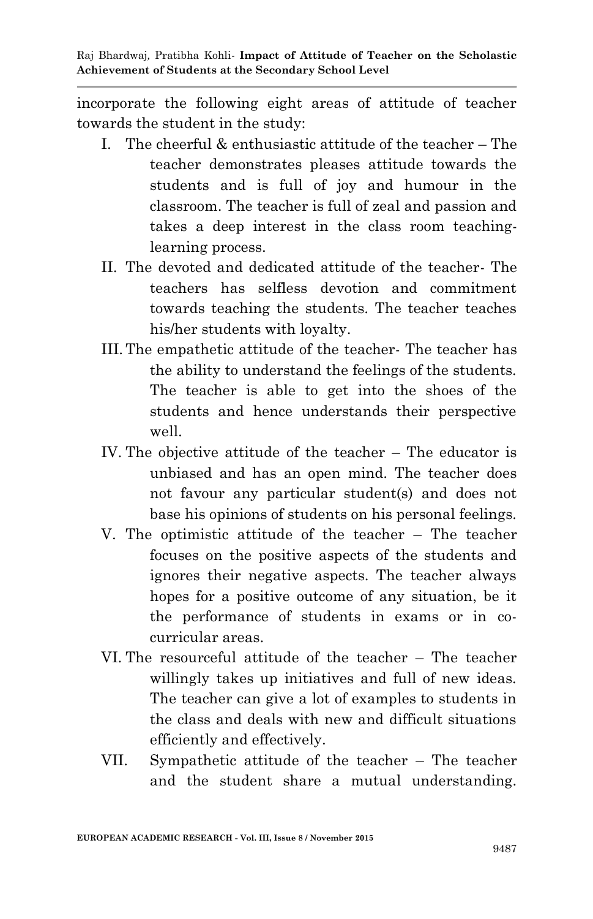incorporate the following eight areas of attitude of teacher towards the student in the study:

I. The cheerful & enthusiastic attitude of the teacher – The teacher demonstrates pleases attitude towards the students and is full of joy and humour in the classroom. The teacher is full of zeal and passion and takes a deep interest in the class room teaching-learning process.

II. The devoted and dedicated attitude of the teacher- The teachers has selfless devotion and commitment towards teaching the students. The teacher teaches his/her students with loyalty.

III. The empathetic attitude of the teacher- The teacher has the ability to understand the feelings of the students. The teacher is able to get into the shoes of the students and hence understands their perspective well.

IV. The objective attitude of the teacher – The educator is unbiased and has an open mind. The teacher does not favour any particular student(s) and does not base his opinions of students on his personal feelings.

V. The optimistic attitude of the teacher – The teacher focuses on the positive aspects of the students and ignores their negative aspects. The teacher always hopes for a positive outcome of any situation, be it the performance of students in exams or in co-curricular areas.

VI. The resourceful attitude of the teacher – The teacher willingly takes up initiatives and full of new ideas. The teacher can give a lot of examples to students in the class and deals with new and difficult situations efficiently and effectively.

VII. Sympathetic attitude of the teacher – The teacher and the student share a mutual understanding.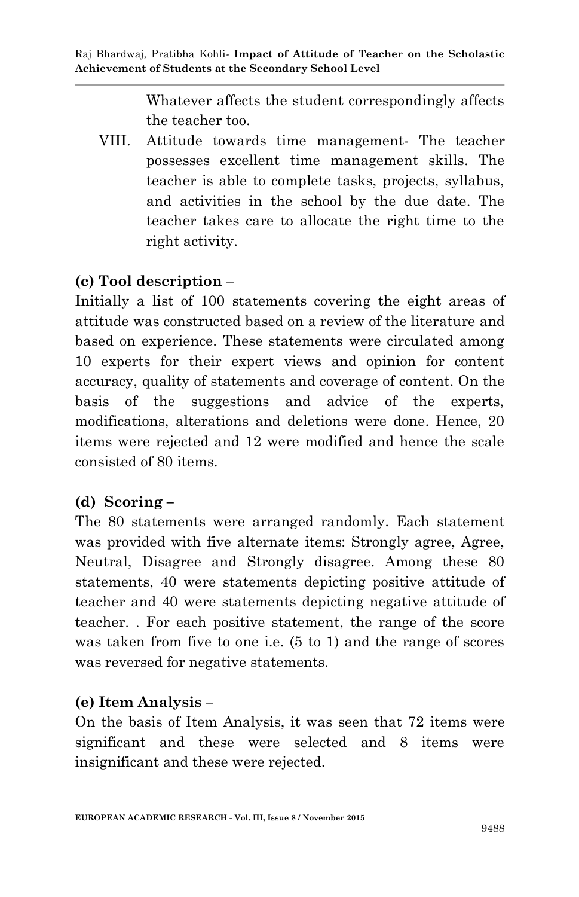Whatever affects the student correspondingly affects the teacher too.

VIII. Attitude towards time management- The teacher possesses excellent time management skills. The teacher is able to complete tasks, projects, syllabus, and activities in the school by the due date. The teacher takes care to allocate the right time to the right activity.

### (c) Tool description –

Initially a list of 100 statements covering the eight areas of attitude was constructed based on a review of the literature and based on experience. These statements were circulated among 10 experts for their expert views and opinion for content accuracy, quality of statements and coverage of content. On the basis of the suggestions and advice of the experts, modifications, alterations and deletions were done. Hence, 20 items were rejected and 12 were modified and hence the scale consisted of 80 items.

### (d) Scoring –

The 80 statements were arranged randomly. Each statement was provided with five alternate items: Strongly agree, Agree, Neutral, Disagree and Strongly disagree. Among these 80 statements, 40 were statements depicting positive attitude of teacher and 40 were statements depicting negative attitude of teacher. . For each positive statement, the range of the score was taken from five to one i.e. (5 to 1) and the range of scores was reversed for negative statements.

### (e) Item Analysis –

On the basis of Item Analysis, it was seen that 72 items were significant and these were selected and 8 items were insignificant and these were rejected.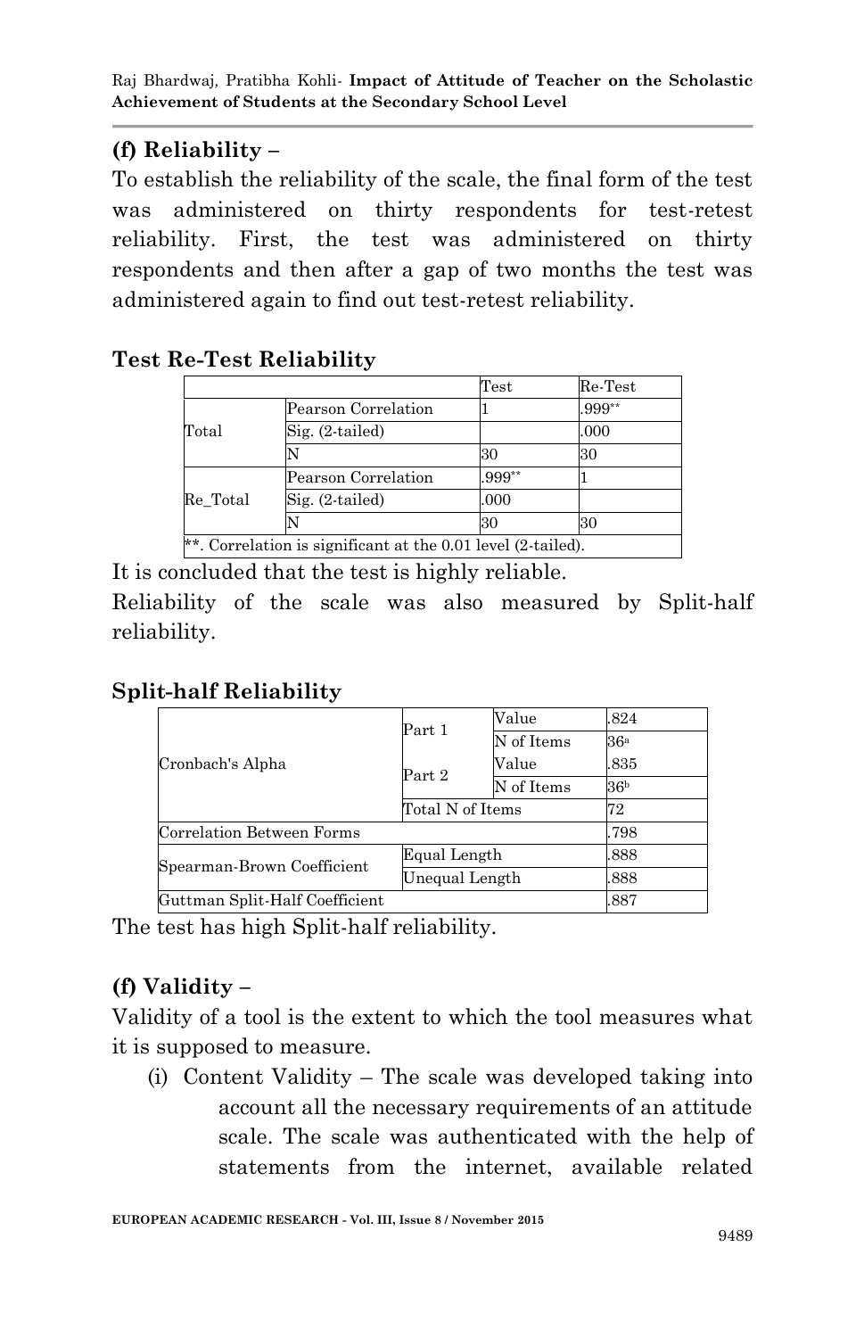### (f) Reliability –

To establish the reliability of the scale, the final form of the test was administered on thirty respondents for test-retest reliability. First, the test was administered on thirty respondents and then after a gap of two months the test was administered again to find out test-retest reliability.

### Test Re-Test Reliability

| | | Test | Re-Test |
|---|---|---|---|
| Total | Pearson Correlation | 1 | .999** |
| | Sig. (2-tailed) | | .000 |
| | N | 30 | 30 |
| Re_Total | Pearson Correlation | .999** | 1 |
| | Sig. (2-tailed) | .000 | |
| | N | 30 | 30 |
| **. Correlation is significant at the 0.01 level (2-tailed). | | | |

It is concluded that the test is highly reliable.

Reliability of the scale was also measured by Split-half reliability.

### Split-half Reliability

| | | | |
|---|---|---|---|
| Cronbach's Alpha | Part 1 | Value | .824 |
| | | N of Items | 36[a] |
| | Part 2 | Value | .835 |
| | | N of Items | 36[b] |
| | Total N of Items | | 72 |
| Correlation Between Forms | | | .798 |
| Spearman-Brown Coefficient | Equal Length | | .888 |
| | Unequal Length | | .888 |
| Guttman Split-Half Coefficient | | | .887 |

The test has high Split-half reliability.

### (f) Validity –

Validity of a tool is the extent to which the tool measures what it is supposed to measure.

(i) Content Validity – The scale was developed taking into account all the necessary requirements of an attitude scale. The scale was authenticated with the help of statements from the internet, available related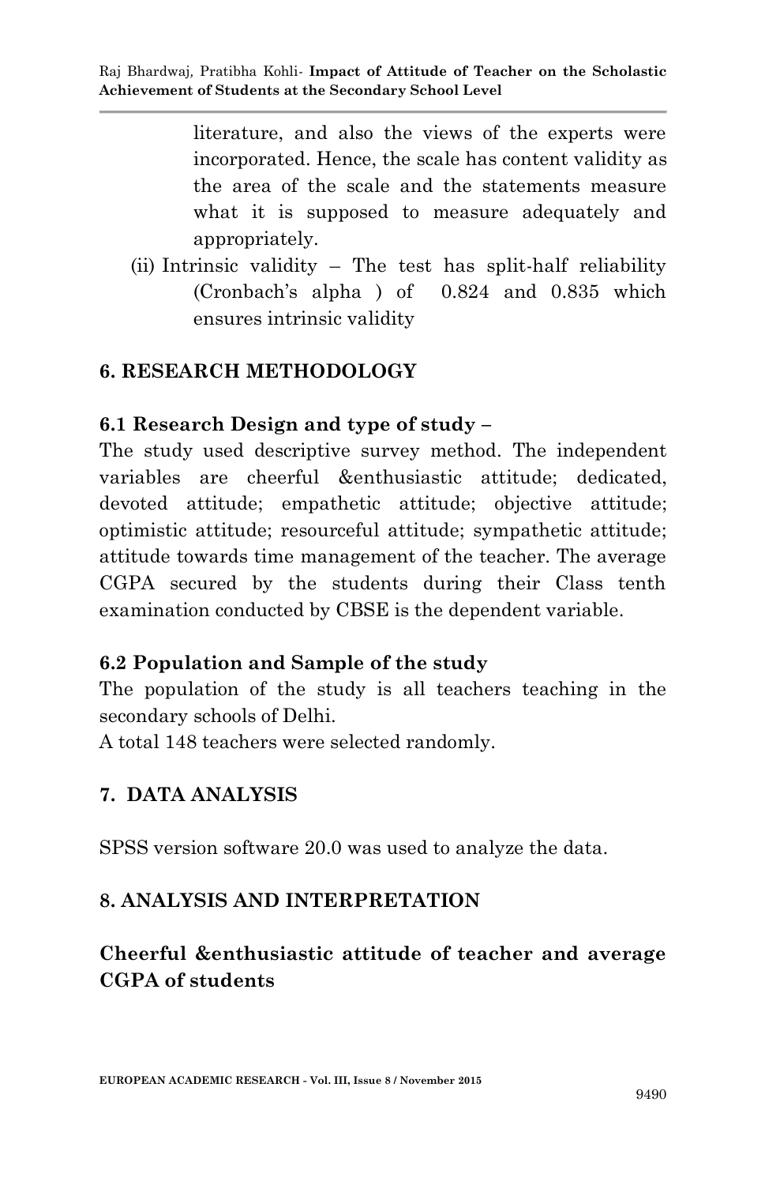literature, and also the views of the experts were incorporated. Hence, the scale has content validity as the area of the scale and the statements measure what it is supposed to measure adequately and appropriately.

(ii) Intrinsic validity – The test has split-half reliability (Cronbach's alpha ) of 0.824 and 0.835 which ensures intrinsic validity

## 6. RESEARCH METHODOLOGY

### 6.1 Research Design and type of study –

The study used descriptive survey method. The independent variables are cheerful &enthusiastic attitude; dedicated, devoted attitude; empathetic attitude; objective attitude; optimistic attitude; resourceful attitude; sympathetic attitude; attitude towards time management of the teacher. The average CGPA secured by the students during their Class tenth examination conducted by CBSE is the dependent variable.

### 6.2 Population and Sample of the study

The population of the study is all teachers teaching in the secondary schools of Delhi.

A total 148 teachers were selected randomly.

## 7. DATA ANALYSIS

SPSS version software 20.0 was used to analyze the data.

## 8. ANALYSIS AND INTERPRETATION

### Cheerful &enthusiastic attitude of teacher and average CGPA of students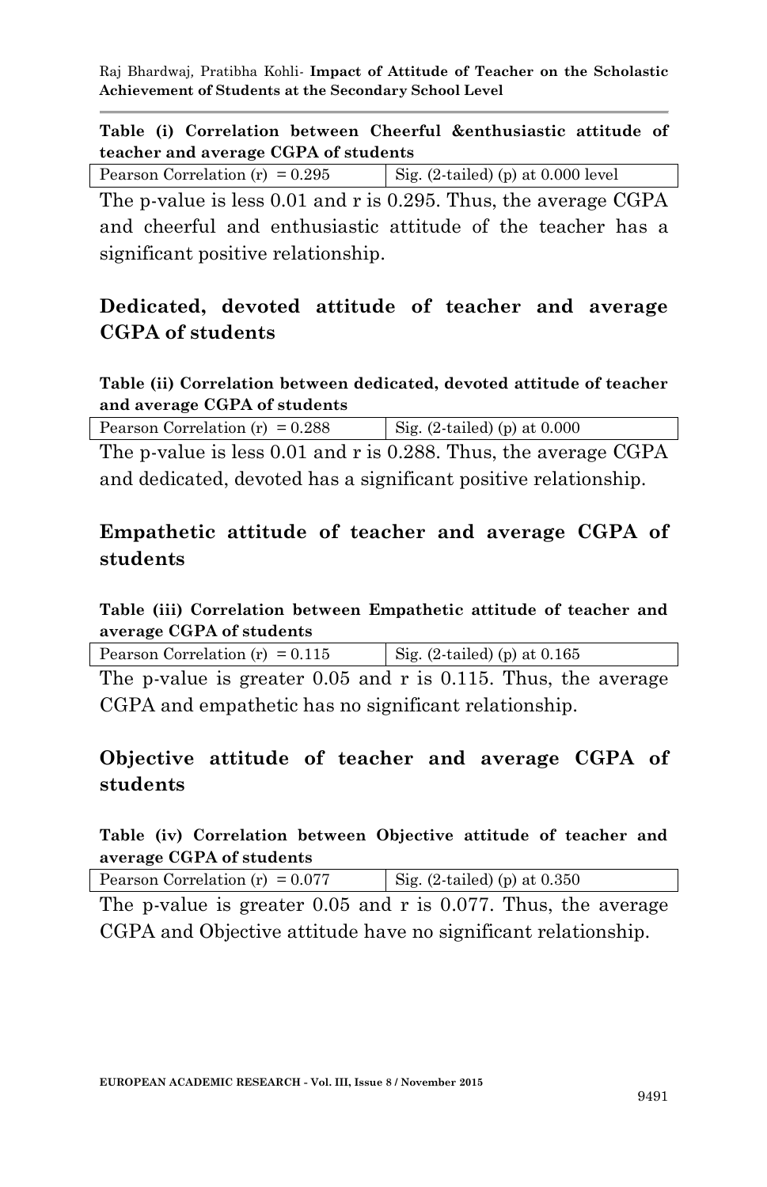**Table (i) Correlation between Cheerful &enthusiastic attitude of teacher and average CGPA of students**

| Pearson Correlation (r) = 0.295 | Sig. (2-tailed) (p) at 0.000 level |
|---|---|

The p-value is less 0.01 and r is 0.295. Thus, the average CGPA and cheerful and enthusiastic attitude of the teacher has a significant positive relationship.

## Dedicated, devoted attitude of teacher and average CGPA of students

**Table (ii) Correlation between dedicated, devoted attitude of teacher and average CGPA of students**

| Pearson Correlation (r) = 0.288 | Sig. (2-tailed) (p) at 0.000 |
|---|---|

The p-value is less 0.01 and r is 0.288. Thus, the average CGPA and dedicated, devoted has a significant positive relationship.

## Empathetic attitude of teacher and average CGPA of students

**Table (iii) Correlation between Empathetic attitude of teacher and average CGPA of students**

| Pearson Correlation (r) = 0.115 | Sig. (2-tailed) (p) at 0.165 |
|---|---|

The p-value is greater 0.05 and r is 0.115. Thus, the average CGPA and empathetic has no significant relationship.

## Objective attitude of teacher and average CGPA of students

**Table (iv) Correlation between Objective attitude of teacher and average CGPA of students**

| Pearson Correlation (r) = 0.077 | Sig. (2-tailed) (p) at 0.350 |
|---|---|

The p-value is greater 0.05 and r is 0.077. Thus, the average CGPA and Objective attitude have no significant relationship.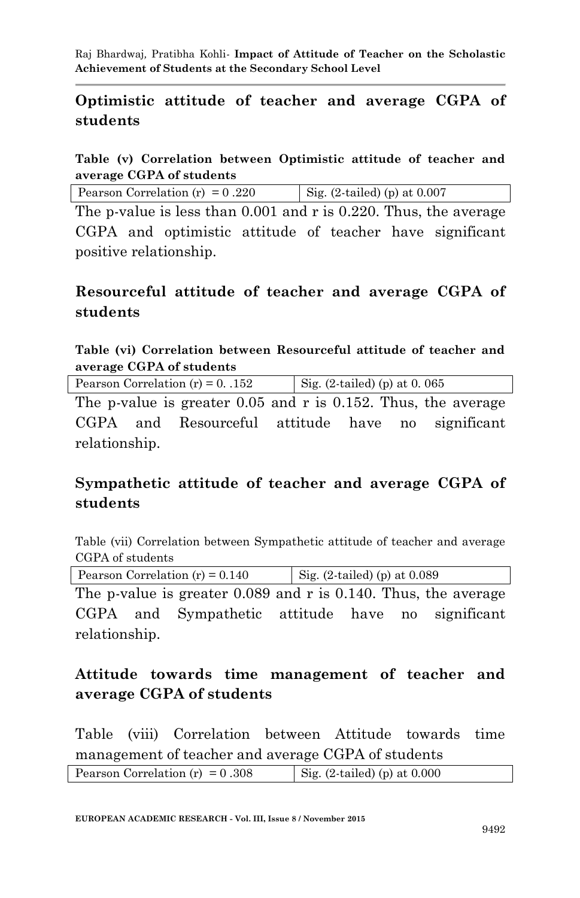## Optimistic attitude of teacher and average CGPA of students

**Table (v) Correlation between Optimistic attitude of teacher and average CGPA of students**

| Pearson Correlation (r) = 0 .220 | Sig. (2-tailed) (p) at 0.007 |
|---|---|

The p-value is less than 0.001 and r is 0.220. Thus, the average CGPA and optimistic attitude of teacher have significant positive relationship.

## Resourceful attitude of teacher and average CGPA of students

**Table (vi) Correlation between Resourceful attitude of teacher and average CGPA of students**

| Pearson Correlation (r) = 0. .152 | Sig. (2-tailed) (p) at 0. 065 |
|---|---|

The p-value is greater 0.05 and r is 0.152. Thus, the average CGPA and Resourceful attitude have no significant relationship.

## Sympathetic attitude of teacher and average CGPA of students

Table (vii) Correlation between Sympathetic attitude of teacher and average CGPA of students

| Pearson Correlation (r) = 0.140 | Sig. (2-tailed) (p) at 0.089 |
|---|---|

The p-value is greater 0.089 and r is 0.140. Thus, the average CGPA and Sympathetic attitude have no significant relationship.

## Attitude towards time management of teacher and average CGPA of students

Table (viii) Correlation between Attitude towards time management of teacher and average CGPA of students

| Pearson Correlation (r) = 0 .308 | Sig. (2-tailed) (p) at 0.000 |
|---|---|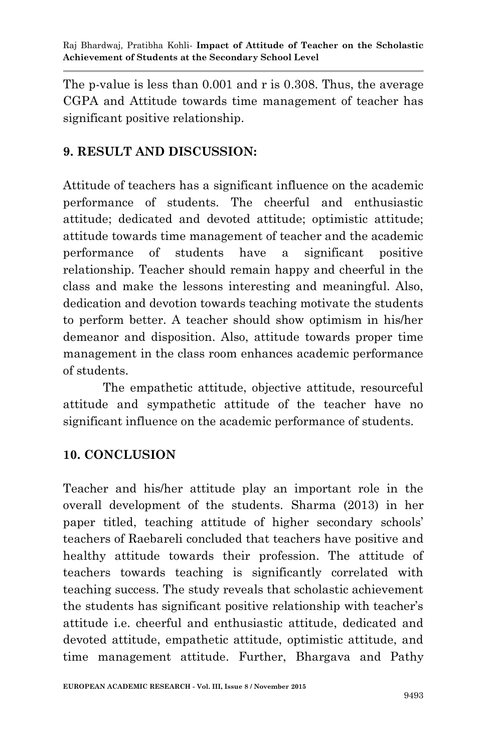The p-value is less than 0.001 and r is 0.308. Thus, the average CGPA and Attitude towards time management of teacher has significant positive relationship.

## 9. RESULT AND DISCUSSION:

Attitude of teachers has a significant influence on the academic performance of students. The cheerful and enthusiastic attitude; dedicated and devoted attitude; optimistic attitude; attitude towards time management of teacher and the academic performance of students have a significant positive relationship. Teacher should remain happy and cheerful in the class and make the lessons interesting and meaningful. Also, dedication and devotion towards teaching motivate the students to perform better. A teacher should show optimism in his/her demeanor and disposition. Also, attitude towards proper time management in the class room enhances academic performance of students.

The empathetic attitude, objective attitude, resourceful attitude and sympathetic attitude of the teacher have no significant influence on the academic performance of students.

## 10. CONCLUSION

Teacher and his/her attitude play an important role in the overall development of the students. Sharma (2013) in her paper titled, teaching attitude of higher secondary schools' teachers of Raebareli concluded that teachers have positive and healthy attitude towards their profession. The attitude of teachers towards teaching is significantly correlated with teaching success. The study reveals that scholastic achievement the students has significant positive relationship with teacher's attitude i.e. cheerful and enthusiastic attitude, dedicated and devoted attitude, empathetic attitude, optimistic attitude, and time management attitude. Further, Bhargava and Pathy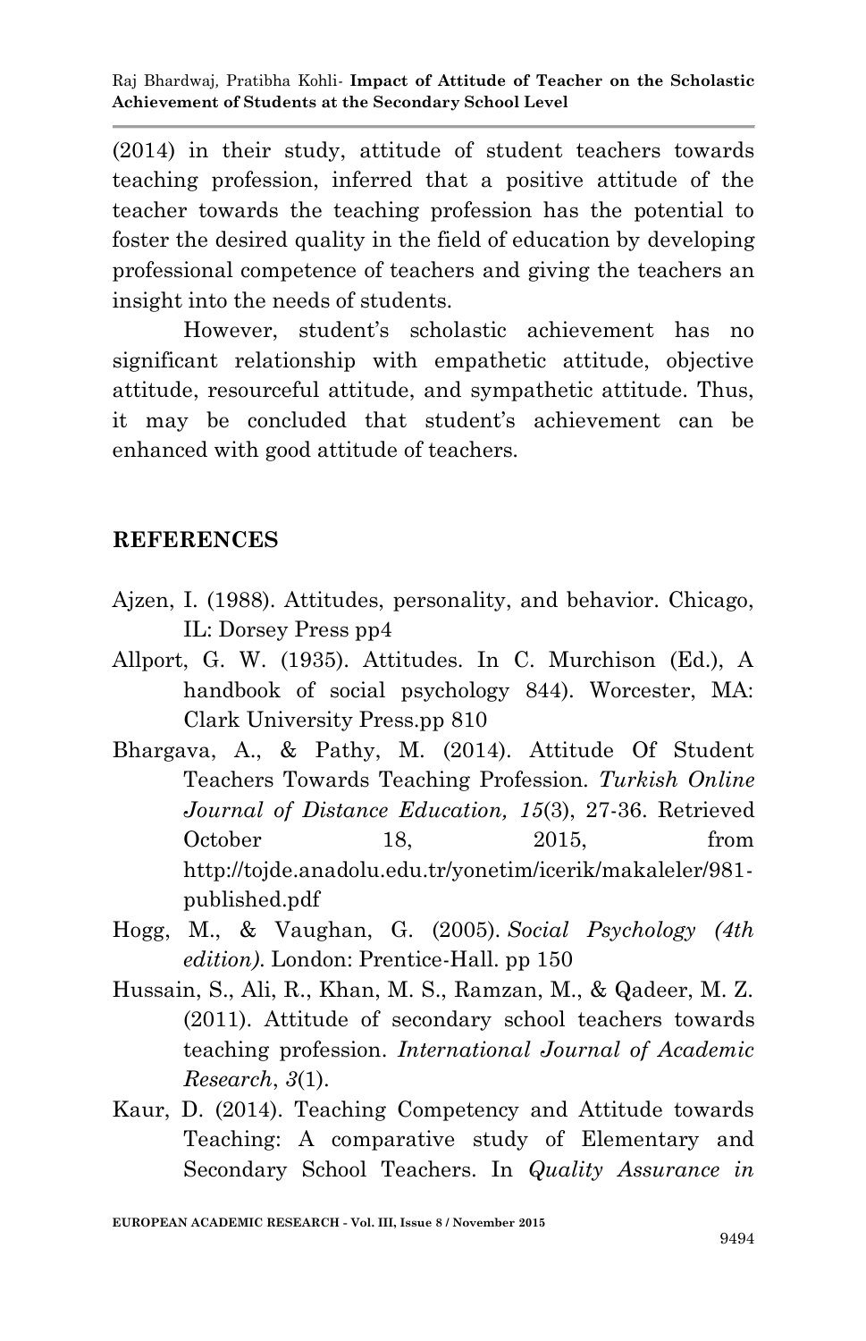(2014) in their study, attitude of student teachers towards teaching profession, inferred that a positive attitude of the teacher towards the teaching profession has the potential to foster the desired quality in the field of education by developing professional competence of teachers and giving the teachers an insight into the needs of students.

However, student's scholastic achievement has no significant relationship with empathetic attitude, objective attitude, resourceful attitude, and sympathetic attitude. Thus, it may be concluded that student's achievement can be enhanced with good attitude of teachers.

## REFERENCES

Ajzen, I. (1988). Attitudes, personality, and behavior. Chicago, IL: Dorsey Press pp4

Allport, G. W. (1935). Attitudes. In C. Murchison (Ed.), A handbook of social psychology 844). Worcester, MA: Clark University Press.pp 810

Bhargava, A., & Pathy, M. (2014). Attitude Of Student Teachers Towards Teaching Profession. *Turkish Online Journal of Distance Education, 15*(3), 27-36. Retrieved October 18, 2015, from http://tojde.anadolu.edu.tr/yonetim/icerik/makaleler/981-published.pdf

Hogg, M., & Vaughan, G. (2005). *Social Psychology (4th edition).* London: Prentice-Hall. pp 150

Hussain, S., Ali, R., Khan, M. S., Ramzan, M., & Qadeer, M. Z. (2011). Attitude of secondary school teachers towards teaching profession. *International Journal of Academic Research*, *3*(1).

Kaur, D. (2014). Teaching Competency and Attitude towards Teaching: A comparative study of Elementary and Secondary School Teachers. In *Quality Assurance in*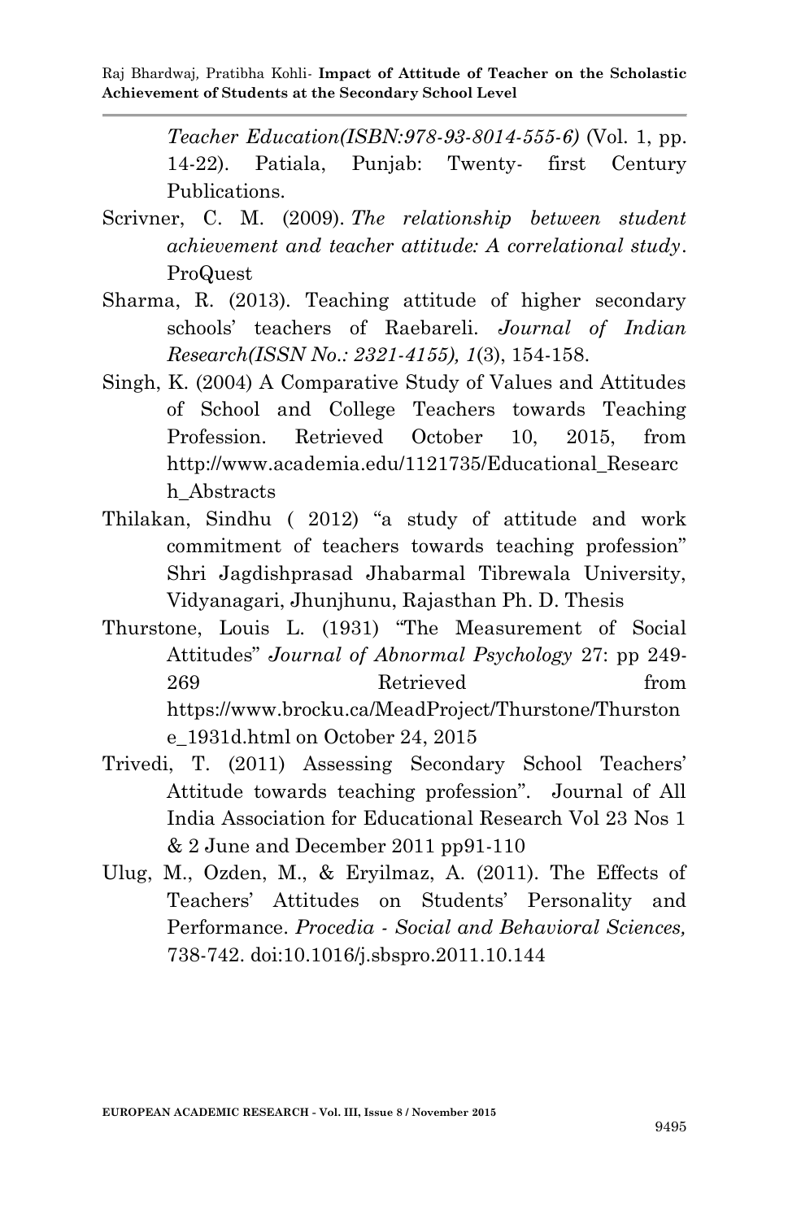*Teacher Education(ISBN:978-93-8014-555-6)* (Vol. 1, pp. 14-22). Patiala, Punjab: Twenty- first Century Publications.

Scrivner, C. M. (2009). *The relationship between student achievement and teacher attitude: A correlational study*. ProQuest

Sharma, R. (2013). Teaching attitude of higher secondary schools' teachers of Raebareli. *Journal of Indian Research(ISSN No.: 2321-4155), 1*(3), 154-158.

Singh, K. (2004) A Comparative Study of Values and Attitudes of School and College Teachers towards Teaching Profession. Retrieved October 10, 2015, from http://www.academia.edu/1121735/Educational_Research_Abstracts

Thilakan, Sindhu ( 2012) "a study of attitude and work commitment of teachers towards teaching profession" Shri Jagdishprasad Jhabarmal Tibrewala University, Vidyanagari, Jhunjhunu, Rajasthan Ph. D. Thesis

Thurstone, Louis L. (1931) "The Measurement of Social Attitudes" *Journal of Abnormal Psychology* 27: pp 249-269 Retrieved from https://www.brocku.ca/MeadProject/Thurstone/Thurstone_1931d.html on October 24, 2015

Trivedi, T. (2011) Assessing Secondary School Teachers' Attitude towards teaching profession". Journal of All India Association for Educational Research Vol 23 Nos 1 & 2 June and December 2011 pp91-110

Ulug, M., Ozden, M., & Eryilmaz, A. (2011). The Effects of Teachers' Attitudes on Students' Personality and Performance. *Procedia - Social and Behavioral Sciences,* 738-742. doi:10.1016/j.sbspro.2011.10.144